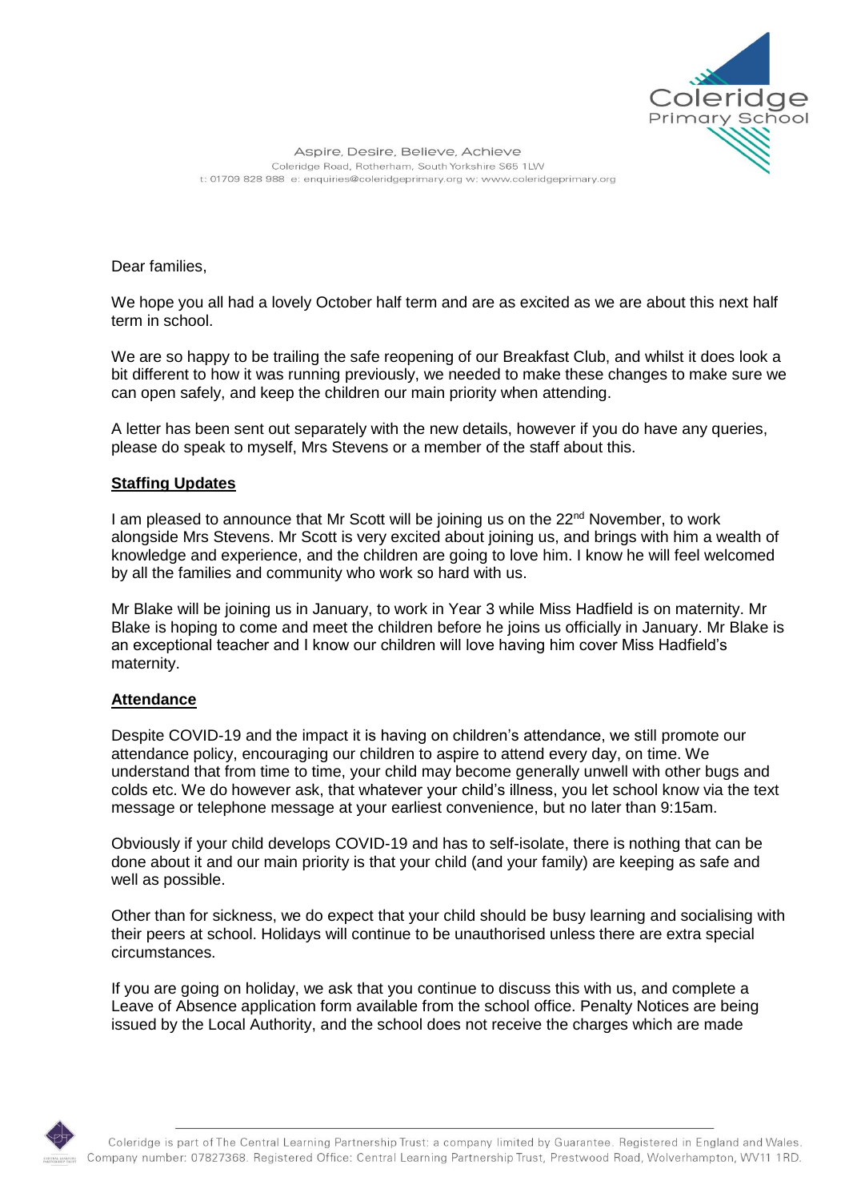Aspire, Desire, Believe, Achieve
Coleridge Road, Rotherham, South Yorkshire S65 1LW
t: 01709 828 988 e: enquiries@coleridgeprimary.org w: www.coleridgeprimary.org

Dear families,

We hope you all had a lovely October half term and are as excited as we are about this next half term in school.

We are so happy to be trailing the safe reopening of our Breakfast Club, and whilst it does look a bit different to how it was running previously, we needed to make these changes to make sure we can open safely, and keep the children our main priority when attending.

A letter has been sent out separately with the new details, however if you do have any queries, please do speak to myself, Mrs Stevens or a member of the staff about this.

**Staffing Updates**

I am pleased to announce that Mr Scott will be joining us on the 22nd November, to work alongside Mrs Stevens. Mr Scott is very excited about joining us, and brings with him a wealth of knowledge and experience, and the children are going to love him. I know he will feel welcomed by all the families and community who work so hard with us.

Mr Blake will be joining us in January, to work in Year 3 while Miss Hadfield is on maternity. Mr Blake is hoping to come and meet the children before he joins us officially in January. Mr Blake is an exceptional teacher and I know our children will love having him cover Miss Hadfield's maternity.

**Attendance**

Despite COVID-19 and the impact it is having on children's attendance, we still promote our attendance policy, encouraging our children to aspire to attend every day, on time. We understand that from time to time, your child may become generally unwell with other bugs and colds etc. We do however ask, that whatever your child's illness, you let school know via the text message or telephone message at your earliest convenience, but no later than 9:15am.

Obviously if your child develops COVID-19 and has to self-isolate, there is nothing that can be done about it and our main priority is that your child (and your family) are keeping as safe and well as possible.

Other than for sickness, we do expect that your child should be busy learning and socialising with their peers at school. Holidays will continue to be unauthorised unless there are extra special circumstances.

If you are going on holiday, we ask that you continue to discuss this with us, and complete a Leave of Absence application form available from the school office. Penalty Notices are being issued by the Local Authority, and the school does not receive the charges which are made

Coleridge is part of The Central Learning Partnership Trust: a company limited by Guarantee. Registered in England and Wales. Company number: 07827368. Registered Office: Central Learning Partnership Trust, Prestwood Road, Wolverhampton, WV11 1RD.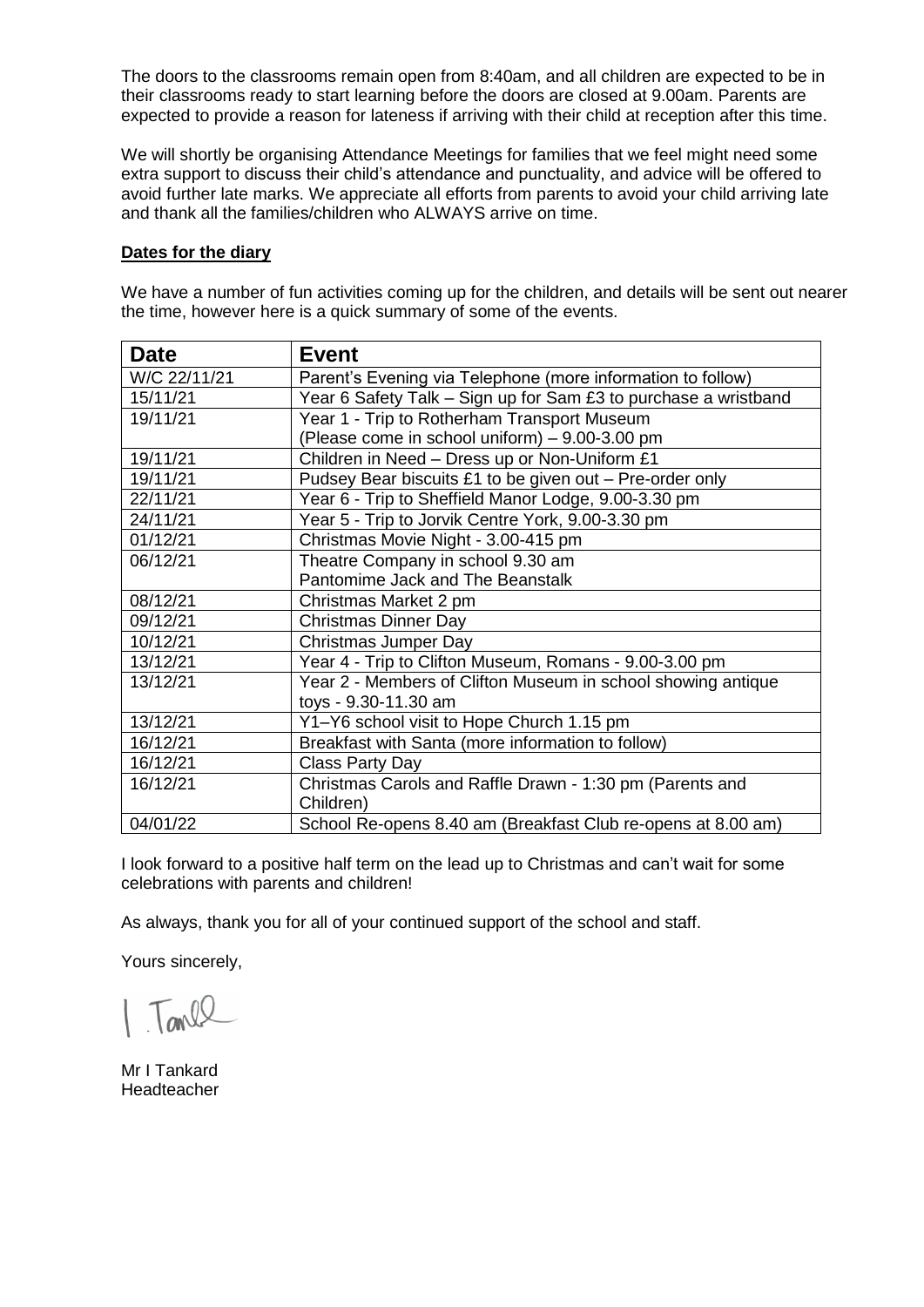The doors to the classrooms remain open from 8:40am, and all children are expected to be in their classrooms ready to start learning before the doors are closed at 9.00am. Parents are expected to provide a reason for lateness if arriving with their child at reception after this time.

We will shortly be organising Attendance Meetings for families that we feel might need some extra support to discuss their child's attendance and punctuality, and advice will be offered to avoid further late marks. We appreciate all efforts from parents to avoid your child arriving late and thank all the families/children who ALWAYS arrive on time.

**Dates for the diary**

We have a number of fun activities coming up for the children, and details will be sent out nearer the time, however here is a quick summary of some of the events.

| Date | Event |
|---|---|
| W/C 22/11/21 | Parent's Evening via Telephone (more information to follow) |
| 15/11/21 | Year 6 Safety Talk – Sign up for Sam £3 to purchase a wristband |
| 19/11/21 | Year 1 - Trip to Rotherham Transport Museum (Please come in school uniform) – 9.00-3.00 pm |
| 19/11/21 | Children in Need – Dress up or Non-Uniform £1 |
| 19/11/21 | Pudsey Bear biscuits £1 to be given out – Pre-order only |
| 22/11/21 | Year 6 - Trip to Sheffield Manor Lodge, 9.00-3.30 pm |
| 24/11/21 | Year 5 - Trip to Jorvik Centre York, 9.00-3.30 pm |
| 01/12/21 | Christmas Movie Night - 3.00-415 pm |
| 06/12/21 | Theatre Company in school 9.30 am Pantomime Jack and The Beanstalk |
| 08/12/21 | Christmas Market 2 pm |
| 09/12/21 | Christmas Dinner Day |
| 10/12/21 | Christmas Jumper Day |
| 13/12/21 | Year 4 - Trip to Clifton Museum, Romans - 9.00-3.00 pm |
| 13/12/21 | Year 2 - Members of Clifton Museum in school showing antique toys - 9.30-11.30 am |
| 13/12/21 | Y1–Y6 school visit to Hope Church 1.15 pm |
| 16/12/21 | Breakfast with Santa (more information to follow) |
| 16/12/21 | Class Party Day |
| 16/12/21 | Christmas Carols and Raffle Drawn - 1:30 pm (Parents and Children) |
| 04/01/22 | School Re-opens 8.40 am (Breakfast Club re-opens at 8.00 am) |

I look forward to a positive half term on the lead up to Christmas and can't wait for some celebrations with parents and children!

As always, thank you for all of your continued support of the school and staff.

Yours sincerely,

Mr I Tankard
Headteacher